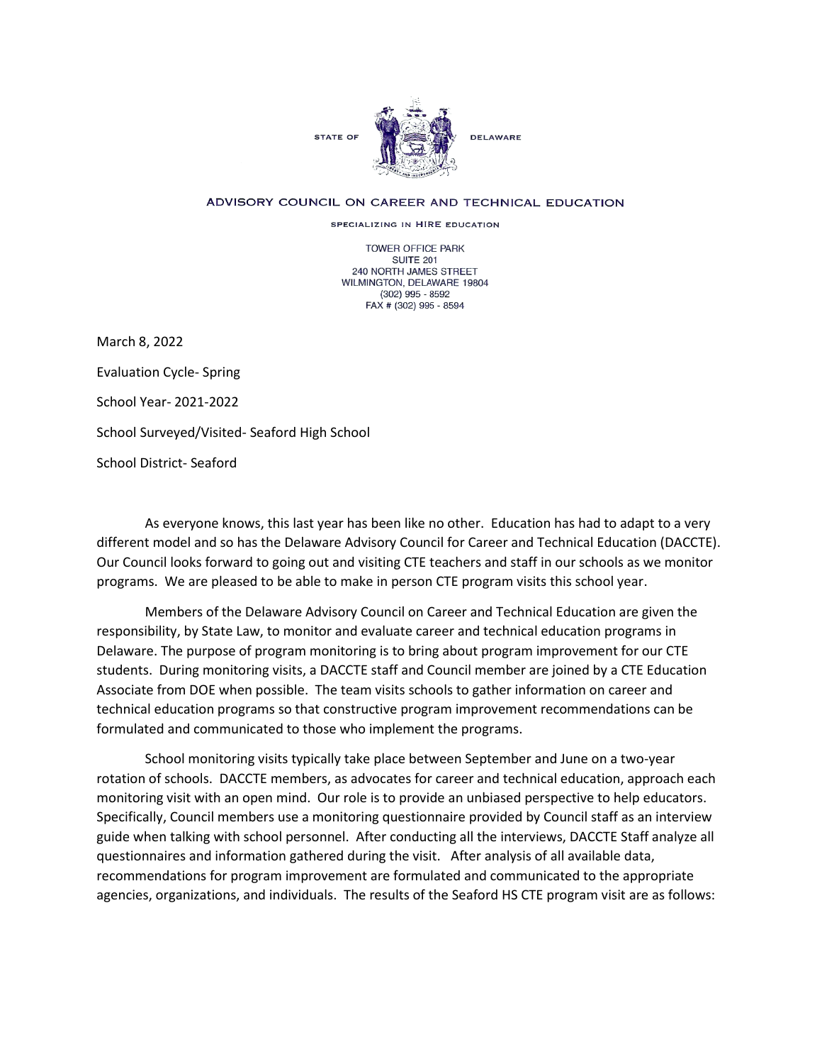STATE OF DELAWARE

ADVISORY COUNCIL ON CAREER AND TECHNICAL EDUCATION

SPECIALIZING IN HIRE EDUCATION

TOWER OFFICE PARK
SUITE 201
240 NORTH JAMES STREET
WILMINGTON, DELAWARE 19804
(302) 995 - 8592
FAX # (302) 995 - 8594

March 8, 2022

Evaluation Cycle- Spring

School Year- 2021-2022

School Surveyed/Visited- Seaford High School

School District- Seaford

As everyone knows, this last year has been like no other. Education has had to adapt to a very different model and so has the Delaware Advisory Council for Career and Technical Education (DACCTE). Our Council looks forward to going out and visiting CTE teachers and staff in our schools as we monitor programs. We are pleased to be able to make in person CTE program visits this school year.

Members of the Delaware Advisory Council on Career and Technical Education are given the responsibility, by State Law, to monitor and evaluate career and technical education programs in Delaware. The purpose of program monitoring is to bring about program improvement for our CTE students. During monitoring visits, a DACCTE staff and Council member are joined by a CTE Education Associate from DOE when possible. The team visits schools to gather information on career and technical education programs so that constructive program improvement recommendations can be formulated and communicated to those who implement the programs.

School monitoring visits typically take place between September and June on a two-year rotation of schools. DACCTE members, as advocates for career and technical education, approach each monitoring visit with an open mind. Our role is to provide an unbiased perspective to help educators. Specifically, Council members use a monitoring questionnaire provided by Council staff as an interview guide when talking with school personnel. After conducting all the interviews, DACCTE Staff analyze all questionnaires and information gathered during the visit. After analysis of all available data, recommendations for program improvement are formulated and communicated to the appropriate agencies, organizations, and individuals. The results of the Seaford HS CTE program visit are as follows: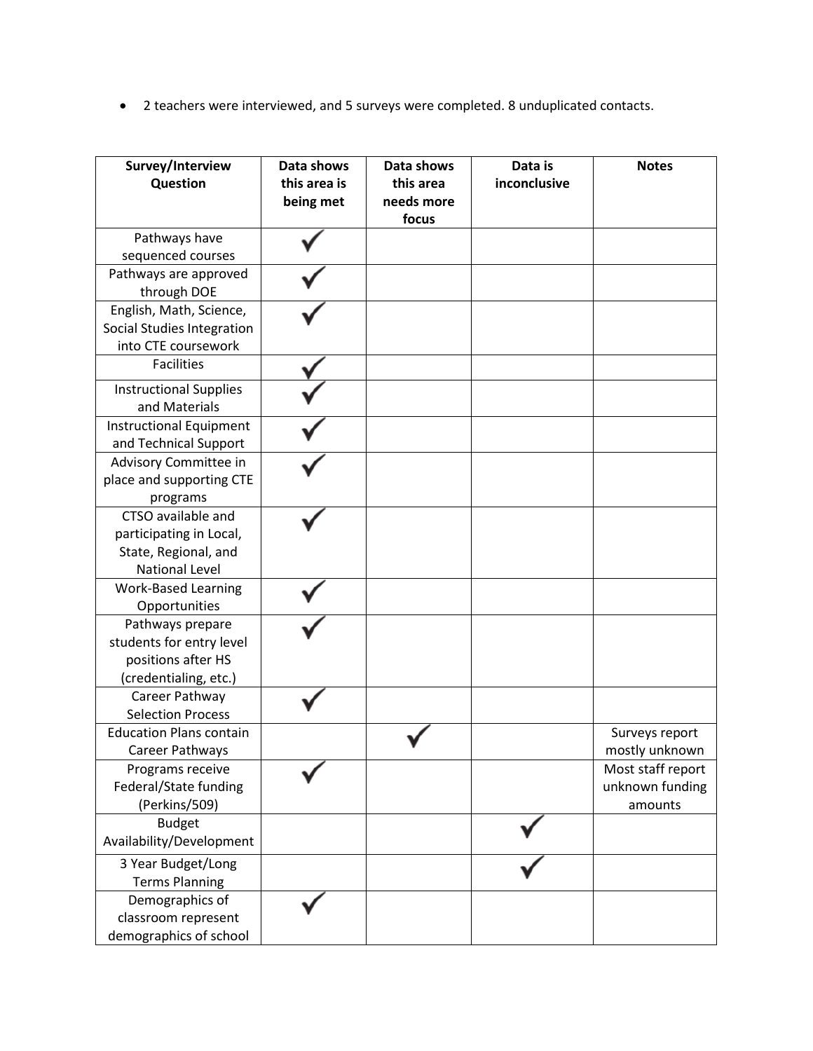- 2 teachers were interviewed, and 5 surveys were completed. 8 unduplicated contacts.

| Survey/Interview Question | Data shows this area is being met | Data shows this area needs more focus | Data is inconclusive | Notes |
|---|---|---|---|---|
| Pathways have sequenced courses | ✓ | | | |
| Pathways are approved through DOE | ✓ | | | |
| English, Math, Science, Social Studies Integration into CTE coursework | ✓ | | | |
| Facilities | ✓ | | | |
| Instructional Supplies and Materials | ✓ | | | |
| Instructional Equipment and Technical Support | ✓ | | | |
| Advisory Committee in place and supporting CTE programs | ✓ | | | |
| CTSO available and participating in Local, State, Regional, and National Level | ✓ | | | |
| Work-Based Learning Opportunities | ✓ | | | |
| Pathways prepare students for entry level positions after HS (credentialing, etc.) | ✓ | | | |
| Career Pathway Selection Process | ✓ | | | |
| Education Plans contain Career Pathways | | ✓ | | Surveys report mostly unknown |
| Programs receive Federal/State funding (Perkins/509) | ✓ | | | Most staff report unknown funding amounts |
| Budget Availability/Development | | | ✓ | |
| 3 Year Budget/Long Terms Planning | | | ✓ | |
| Demographics of classroom represent demographics of school | ✓ | | | |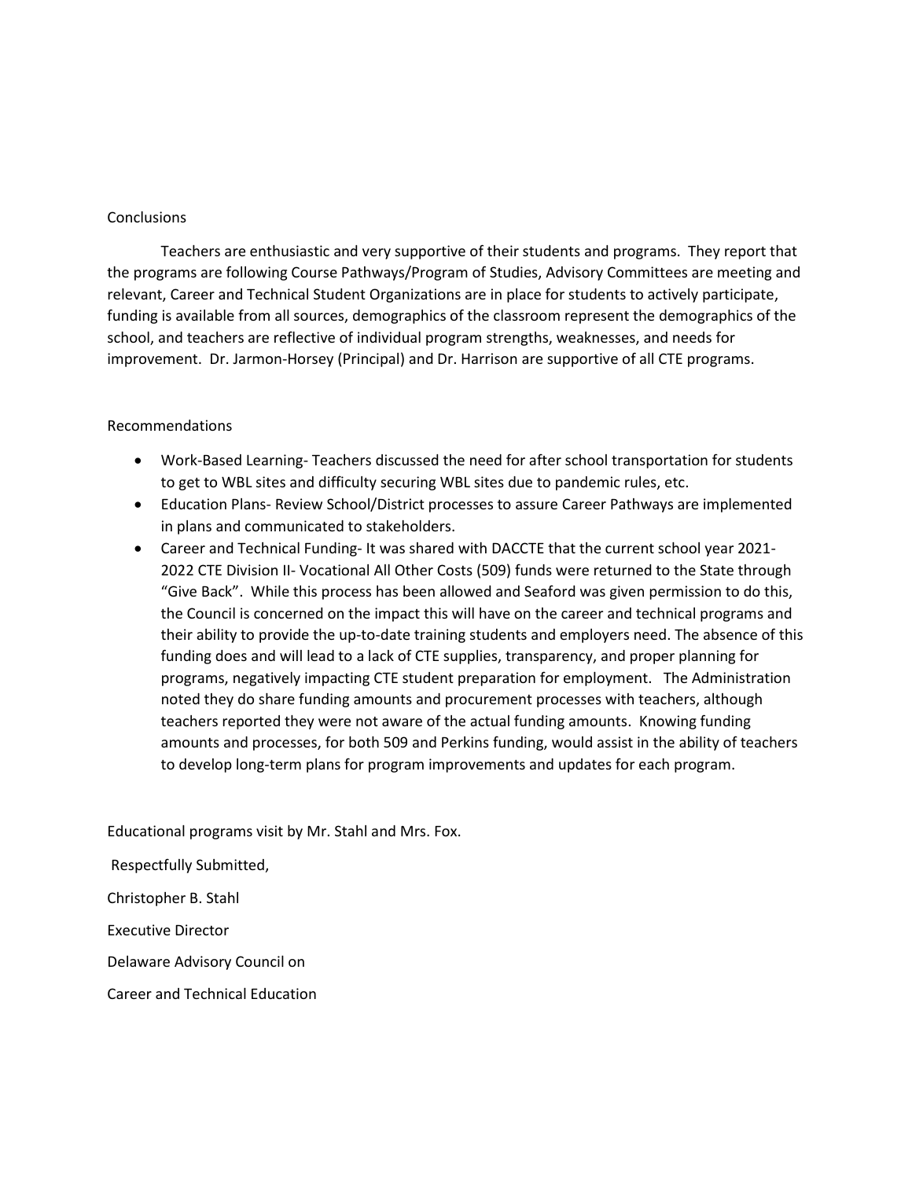## Conclusions

Teachers are enthusiastic and very supportive of their students and programs. They report that the programs are following Course Pathways/Program of Studies, Advisory Committees are meeting and relevant, Career and Technical Student Organizations are in place for students to actively participate, funding is available from all sources, demographics of the classroom represent the demographics of the school, and teachers are reflective of individual program strengths, weaknesses, and needs for improvement. Dr. Jarmon-Horsey (Principal) and Dr. Harrison are supportive of all CTE programs.

## Recommendations

- Work-Based Learning- Teachers discussed the need for after school transportation for students to get to WBL sites and difficulty securing WBL sites due to pandemic rules, etc.
- Education Plans- Review School/District processes to assure Career Pathways are implemented in plans and communicated to stakeholders.
- Career and Technical Funding- It was shared with DACCTE that the current school year 2021-2022 CTE Division II- Vocational All Other Costs (509) funds were returned to the State through "Give Back". While this process has been allowed and Seaford was given permission to do this, the Council is concerned on the impact this will have on the career and technical programs and their ability to provide the up-to-date training students and employers need. The absence of this funding does and will lead to a lack of CTE supplies, transparency, and proper planning for programs, negatively impacting CTE student preparation for employment. The Administration noted they do share funding amounts and procurement processes with teachers, although teachers reported they were not aware of the actual funding amounts. Knowing funding amounts and processes, for both 509 and Perkins funding, would assist in the ability of teachers to develop long-term plans for program improvements and updates for each program.

Educational programs visit by Mr. Stahl and Mrs. Fox.

Respectfully Submitted,

Christopher B. Stahl

Executive Director

Delaware Advisory Council on

Career and Technical Education